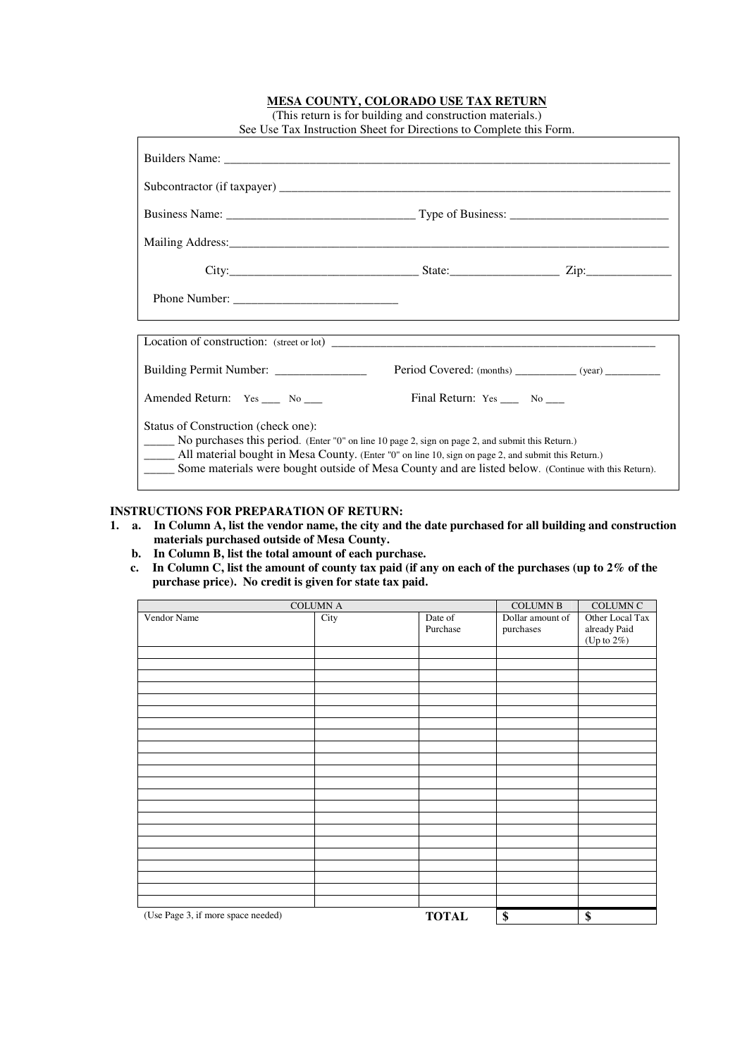# MESA COUNTY, COLORADO USE TAX RETURN

(This return is for building and construction materials.)
See Use Tax Instruction Sheet for Directions to Complete this Form.

Builders Name: ___________________________________________________________________________

Subcontractor (if taxpayer) ________________________________________________________________

Business Name: ______________________________ Type of Business: __________________________

Mailing Address:_________________________________________________________________________

City:______________________________ State:_________________ Zip:______________

Phone Number: ___________________________

---

Location of construction: (street or lot) ______________________________________________________

Building Permit Number: _______________ Period Covered: (months) ___________ (year) __________

Amended Return: Yes ___ No ___ Final Return: Yes ___ No ___

Status of Construction (check one):

_____ No purchases this period. (Enter "0" on line 10 page 2, sign on page 2, and submit this Return.)

_____ All material bought in Mesa County. (Enter "0" on line 10, sign on page 2, and submit this Return.)

_____ Some materials were bought outside of Mesa County and are listed below. (Continue with this Return).

**INSTRUCTIONS FOR PREPARATION OF RETURN:**

1. **a. In Column A, list the vendor name, the city and the date purchased for all building and construction materials purchased outside of Mesa County.**
   **b. In Column B, list the total amount of each purchase.**
   **c. In Column C, list the amount of county tax paid (if any on each of the purchases (up to 2% of the purchase price). No credit is given for state tax paid.**

| COLUMN A | | | COLUMN B | COLUMN C |
|---|---|---|---|---|
| Vendor Name | City | Date of Purchase | Dollar amount of purchases | Other Local Tax already Paid (Up to 2%) |
| | | | | |
| | | | | |
| | | | | |
| | | | | |
| | | | | |
| | | | | |
| | | | | |
| | | | | |
| | | | | |
| | | | | |
| | | | | |
| | | | | |
| | | | | |
| | | | | |
| | | | | |
| | | | | |
| | | | | |
| | | | | |
| | | | | |
| | | | | |
| | | | | |
| | | | | |
| (Use Page 3, if more space needed) | | **TOTAL** | **$** | **$** |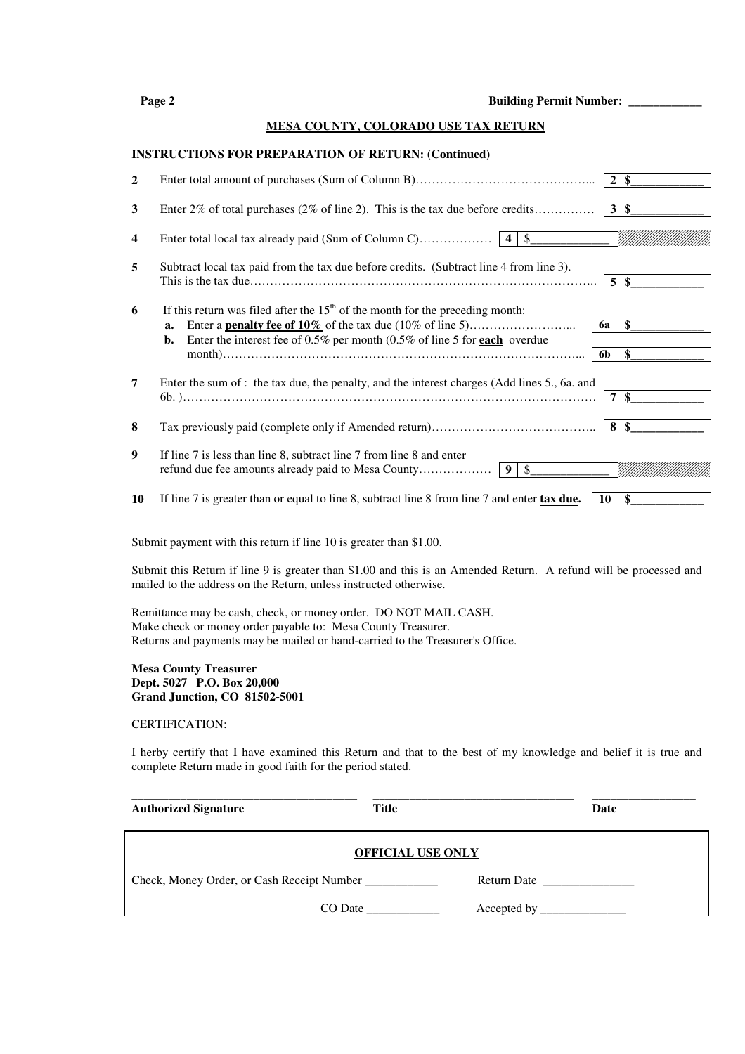Building Permit Number: ____________

## MESA COUNTY, COLORADO USE TAX RETURN

**INSTRUCTIONS FOR PREPARATION OF RETURN: (Continued)**

| | | | |
|---|---|---|---|
| **2** | Enter total amount of purchases (Sum of Column B)………………………………………... | | **2** $____________ |
| **3** | Enter 2% of total purchases (2% of line 2). This is the tax due before credits…………… | | **3** $____________ |
| **4** | Enter total local tax already paid (Sum of Column C)……………… | **4** $____________ | |
| **5** | Subtract local tax paid from the tax due before credits. (Subtract line 4 from line 3). This is the tax due…………………………………………………………………………….. | | **5** $____________ |
| **6** | If this return was filed after the 15th of the month for the preceding month: | | |
| | **a.** Enter a **penalty fee of 10%** of the tax due (10% of line 5)……………………... | | **6a** $____________ |
| | **b.** Enter the interest fee of 0.5% per month (0.5% of line 5 for **each** overdue month)……………………………………………………………………………... | | **6b** $____________ |
| **7** | Enter the sum of : the tax due, the penalty, and the interest charges (Add lines 5., 6a. and 6b. )………………………………………………………………………………………… | | **7** $____________ |
| **8** | Tax previously paid (complete only if Amended return)………………………………….. | | **8** $____________ |
| **9** | If line 7 is less than line 8, subtract line 7 from line 8 and enter refund due fee amounts already paid to Mesa County……………… | **9** $____________ | |
| **10** | If line 7 is greater than or equal to line 8, subtract line 8 from line 7 and enter **tax due.** | | **10** $____________ |

Submit payment with this return if line 10 is greater than $1.00.

Submit this Return if line 9 is greater than $1.00 and this is an Amended Return. A refund will be processed and mailed to the address on the Return, unless instructed otherwise.

Remittance may be cash, check, or money order. DO NOT MAIL CASH.
Make check or money order payable to: Mesa County Treasurer.
Returns and payments may be mailed or hand-carried to the Treasurer's Office.

**Mesa County Treasurer**
**Dept. 5027 P.O. Box 20,000**
**Grand Junction, CO 81502-5001**

CERTIFICATION:

I herby certify that I have examined this Return and that to the best of my knowledge and belief it is true and complete Return made in good faith for the period stated.

_____________________________________ _________________________________ _________________

**Authorized Signature** **Title** **Date**

**OFFICIAL USE ONLY**

Check, Money Order, or Cash Receipt Number ____________ Return Date _______________

CO Date ____________ Accepted by ______________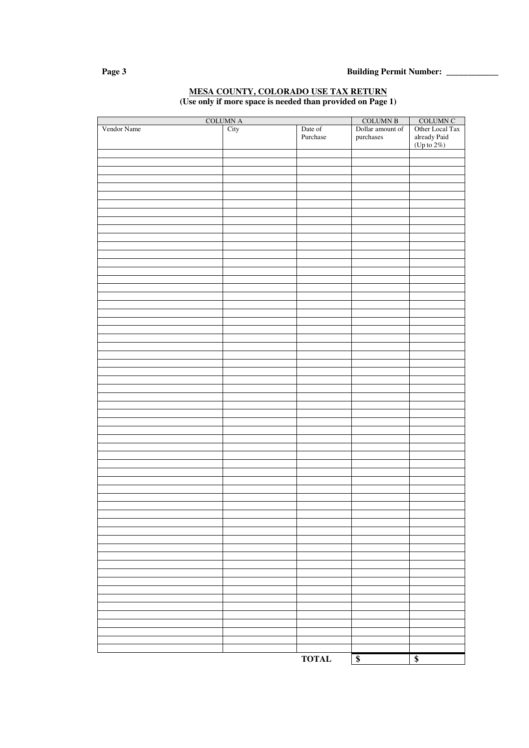**Building Permit Number: ____________**

## MESA COUNTY, COLORADO USE TAX RETURN

**(Use only if more space is needed than provided on Page 1)**

| COLUMN A | | | COLUMN B | COLUMN C |
|---|---|---|---|---|
| Vendor Name | City | Date of Purchase | Dollar amount of purchases | Other Local Tax already Paid (Up to 2%) |
| | | | | |
| | | | | |
| | | | | |
| | | | | |
| | | | | |
| | | | | |
| | | | | |
| | | | | |
| | | | | |
| | | | | |
| | | | | |
| | | | | |
| | | | | |
| | | | | |
| | | | | |
| | | | | |
| | | | | |
| | | | | |
| | | | | |
| | | | | |
| | | | | |
| | | | | |
| | | | | |
| | | | | |
| | | | | |
| | | | | |
| | | | | |
| | | | | |
| | | | | |
| | | | | |
| | | | | |
| | | | | |
| | | | | |
| | | | | |
| | | | | |
| | | | | |
| | | | | |
| | | | | |
| | | | | |
| | | | | |
| | | | | |
| | | | | |
| | | | | |
| | | | | |
| | | | | |
| | | | | |
| | | | | |
| | | | | |
| | | | | |
| | | | | |
| | | | | |
| | | | | |
| | | | | |
| | | | | |
| | | | | |
| | | | | |
| | | | | |
| | | | | |
| | | | | |
| | | | | |
| | | **TOTAL** | **$** | **$** |